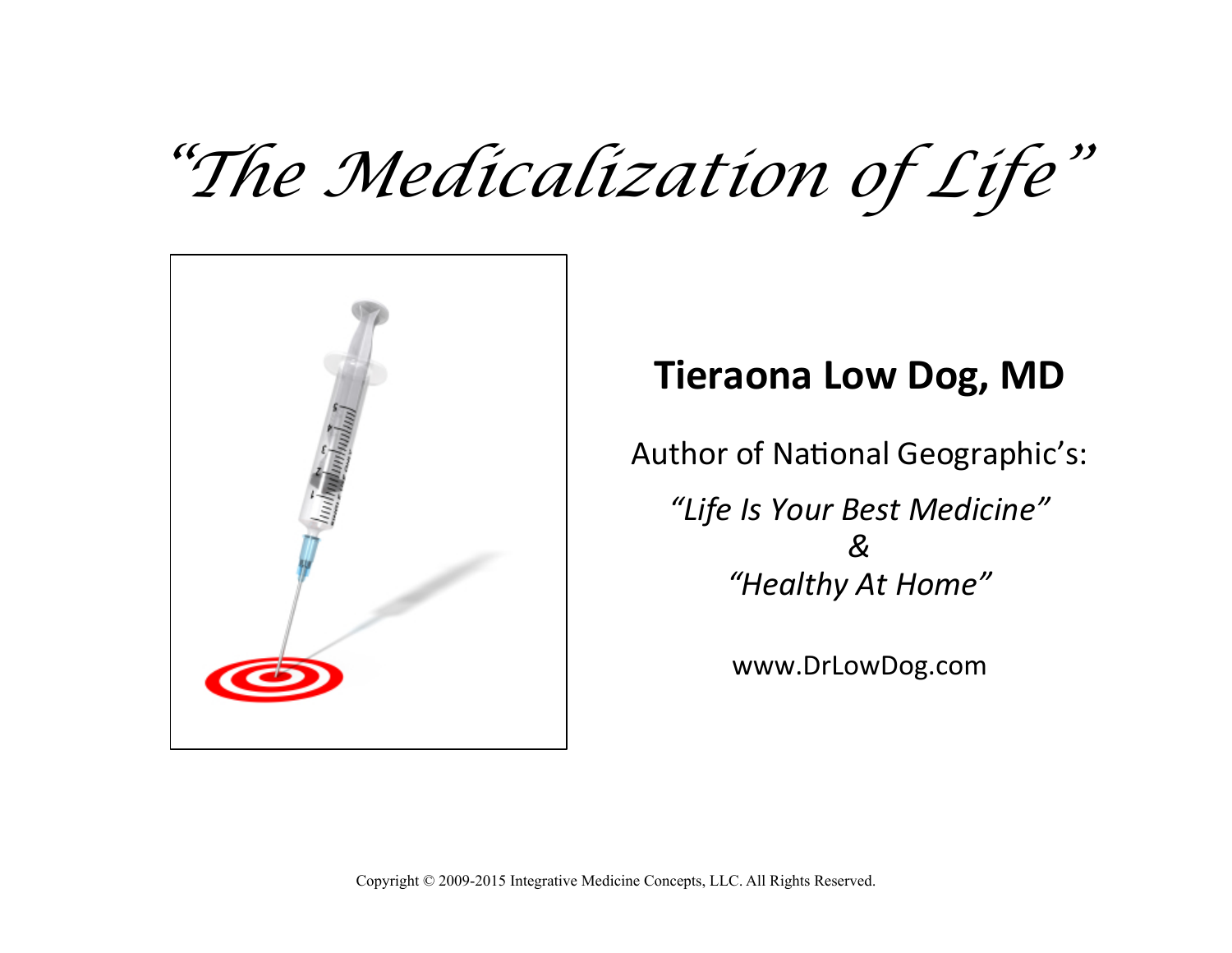# *"The Medicalization of Life"*

**Tieraona Low Dog, MD**

Author of National Geographic's:

*"Life Is Your Best Medicine"*
*&*
*"Healthy At Home"*

www.DrLowDog.com

Copyright © 2009-2015 Integrative Medicine Concepts, LLC. All Rights Reserved.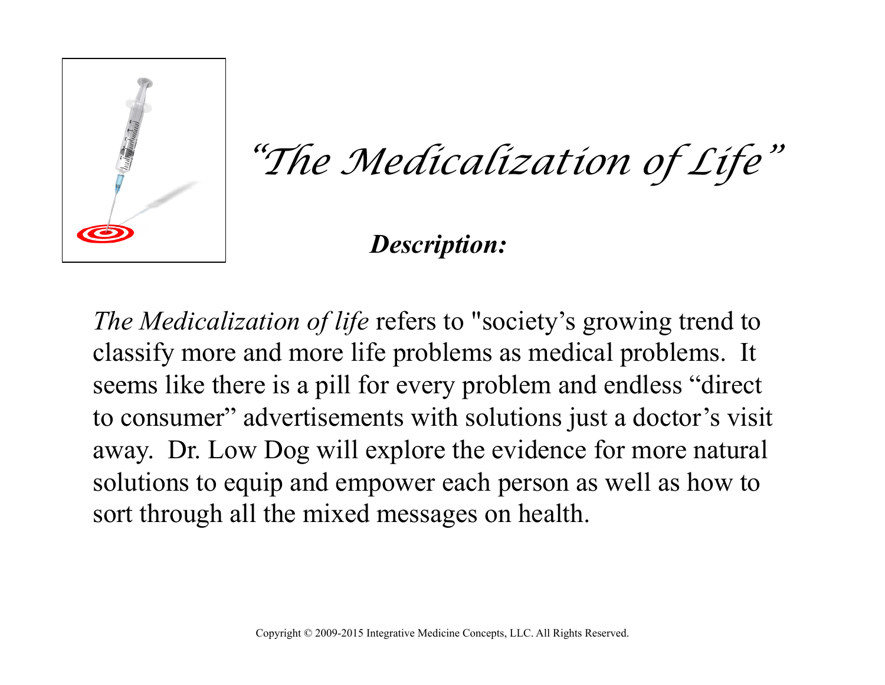# "The Medicalization of Life"

***Description:***

*The Medicalization of life* refers to "society's growing trend to classify more and more life problems as medical problems. It seems like there is a pill for every problem and endless "direct to consumer" advertisements with solutions just a doctor's visit away. Dr. Low Dog will explore the evidence for more natural solutions to equip and empower each person as well as how to sort through all the mixed messages on health.

Copyright © 2009-2015 Integrative Medicine Concepts, LLC. All Rights Reserved.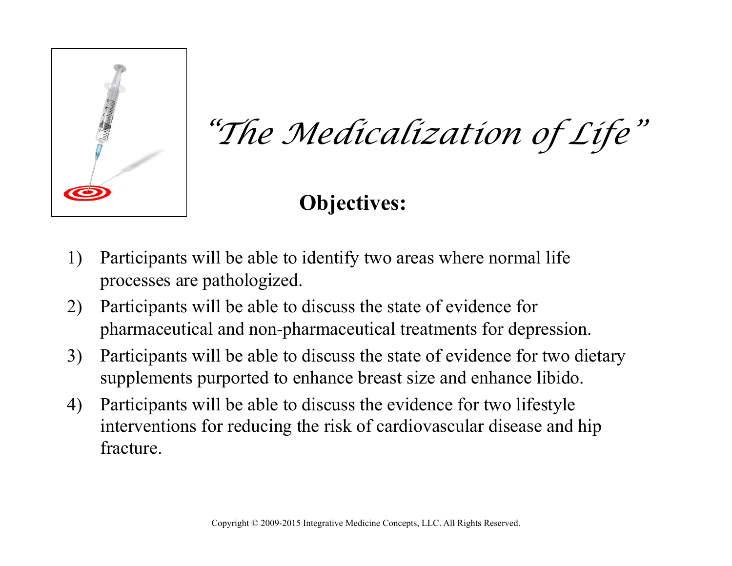# "The Medicalization of Life"

**Objectives:**

1) Participants will be able to identify two areas where normal life processes are pathologized.
2) Participants will be able to discuss the state of evidence for pharmaceutical and non-pharmaceutical treatments for depression.
3) Participants will be able to discuss the state of evidence for two dietary supplements purported to enhance breast size and enhance libido.
4) Participants will be able to discuss the evidence for two lifestyle interventions for reducing the risk of cardiovascular disease and hip fracture.

Copyright © 2009-2015 Integrative Medicine Concepts, LLC. All Rights Reserved.